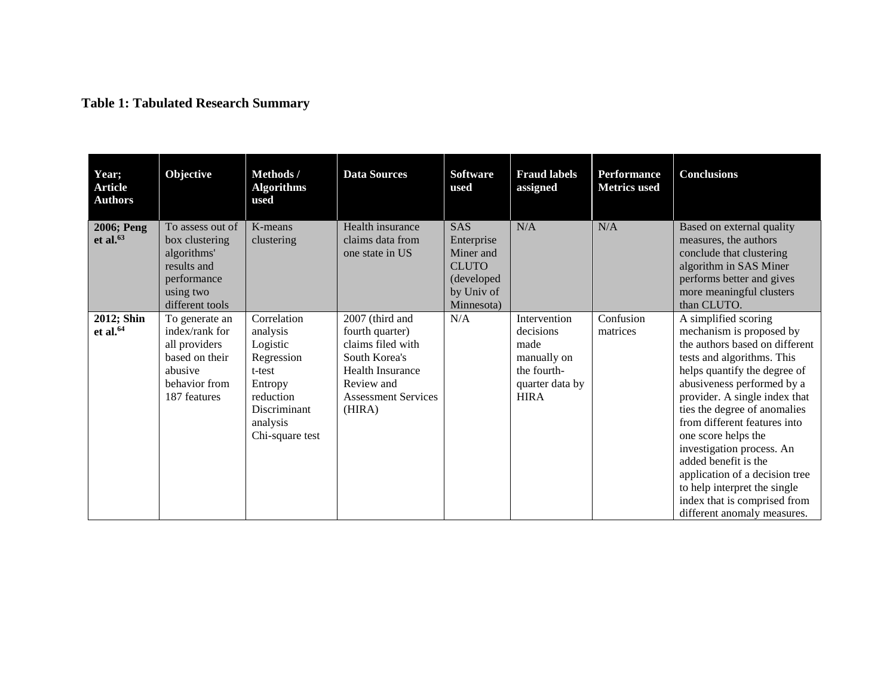**Table 1: Tabulated Research Summary**

| Year; Article Authors | Objective | Methods / Algorithms used | Data Sources | Software used | Fraud labels assigned | Performance Metrics used | Conclusions |
|---|---|---|---|---|---|---|---|
| **2006; Peng et al.[63]** | To assess out of box clustering algorithms' results and performance using two different tools | K-means clustering | Health insurance claims data from one state in US | SAS Enterprise Miner and CLUTO (developed by Univ of Minnesota) | N/A | N/A | Based on external quality measures, the authors conclude that clustering algorithm in SAS Miner performs better and gives more meaningful clusters than CLUTO. |
| **2012; Shin et al.[64]** | To generate an index/rank for all providers based on their abusive behavior from 187 features | Correlation analysis<br>Logistic Regression<br>t-test<br>Entropy reduction<br>Discriminant analysis<br>Chi-square test | 2007 (third and fourth quarter) claims filed with South Korea's Health Insurance Review and Assessment Services (HIRA) | N/A | Intervention decisions made manually on the fourth-quarter data by HIRA | Confusion matrices | A simplified scoring mechanism is proposed by the authors based on different tests and algorithms. This helps quantify the degree of abusiveness performed by a provider. A single index that ties the degree of anomalies from different features into one score helps the investigation process. An added benefit is the application of a decision tree to help interpret the single index that is comprised from different anomaly measures. |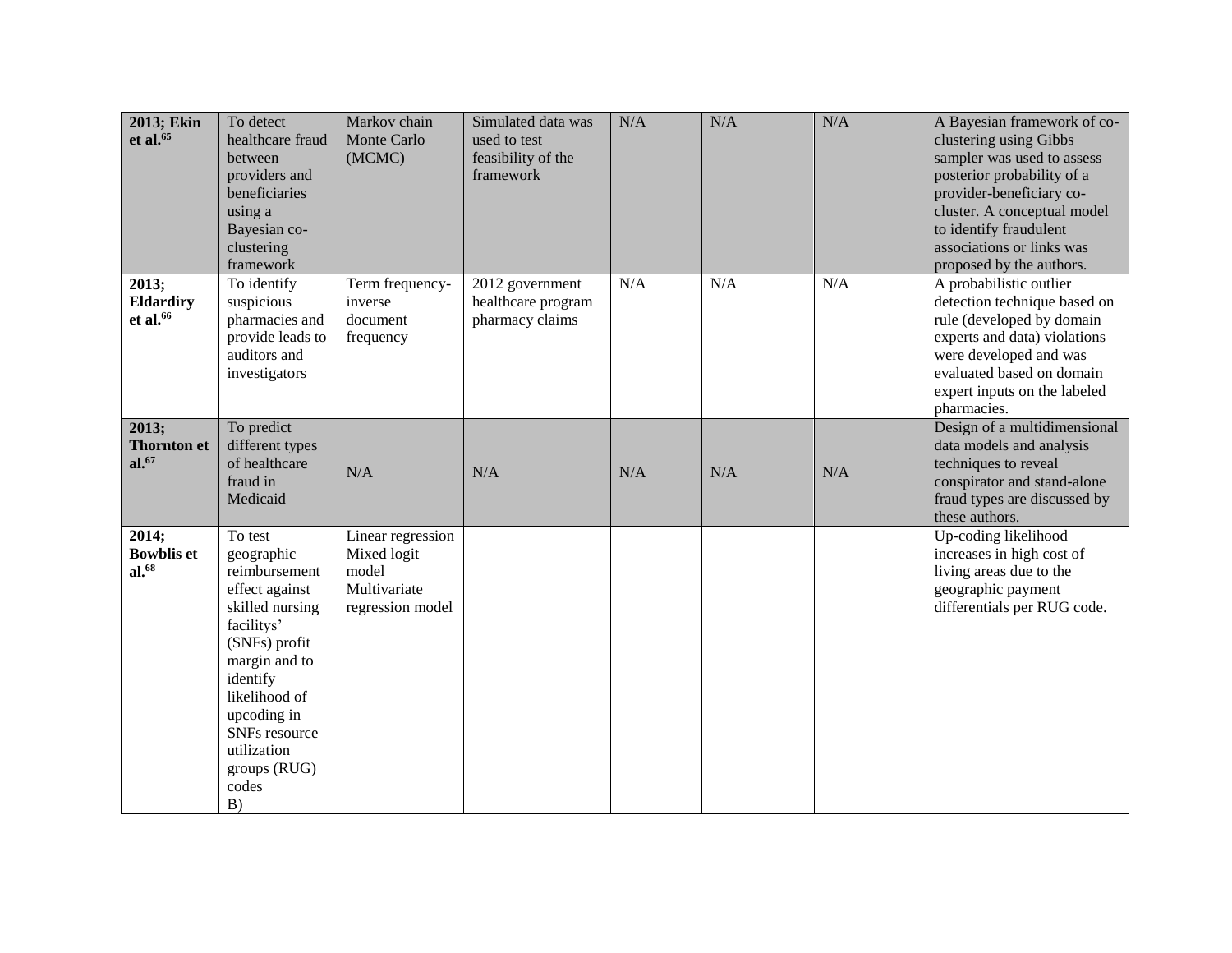| **2013; Ekin et al.**[65] | To detect healthcare fraud between providers and beneficiaries using a Bayesian co-clustering framework | Markov chain Monte Carlo (MCMC) | Simulated data was used to test feasibility of the framework | N/A | N/A | N/A | A Bayesian framework of co-clustering using Gibbs sampler was used to assess posterior probability of a provider-beneficiary co-cluster. A conceptual model to identify fraudulent associations or links was proposed by the authors. |
|---|---|---|---|---|---|---|---|
| **2013; Eldardiry et al.**[66] | To identify suspicious pharmacies and provide leads to auditors and investigators | Term frequency-inverse document frequency | 2012 government healthcare program pharmacy claims | N/A | N/A | N/A | A probabilistic outlier detection technique based on rule (developed by domain experts and data) violations were developed and was evaluated based on domain expert inputs on the labeled pharmacies. |
| **2013; Thornton et al.**[67] | To predict different types of healthcare fraud in Medicaid | N/A | N/A | N/A | N/A | N/A | Design of a multidimensional data models and analysis techniques to reveal conspirator and stand-alone fraud types are discussed by these authors. |
| **2014; Bowblis et al.**[68] | To test geographic reimbursement effect against skilled nursing facilitys' (SNFs) profit margin and to identify likelihood of upcoding in SNFs resource utilization groups (RUG) codes B) | Linear regression Mixed logit model Multivariate regression model | | | | | Up-coding likelihood increases in high cost of living areas due to the geographic payment differentials per RUG code. |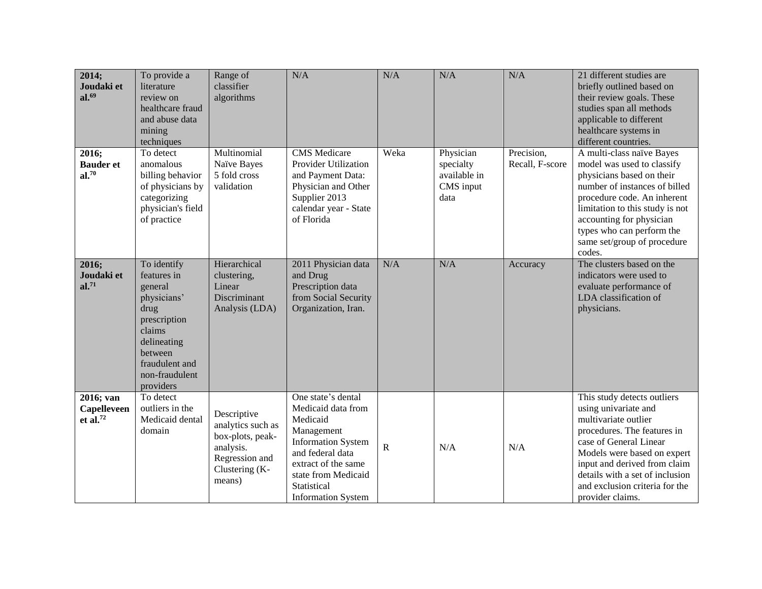| 2014; **Joudaki et al.**[69] | To provide a literature review on healthcare fraud and abuse data mining techniques | Range of classifier algorithms | N/A | N/A | N/A | N/A | 21 different studies are briefly outlined based on their review goals. These studies span all methods applicable to different healthcare systems in different countries. |
|---|---|---|---|---|---|---|---|
| 2016; **Bauder et al.**[70] | To detect anomalous billing behavior of physicians by categorizing physician's field of practice | Multinomial Naïve Bayes 5 fold cross validation | CMS Medicare Provider Utilization and Payment Data: Physician and Other Supplier 2013 calendar year - State of Florida | Weka | Physician specialty available in CMS input data | Precision, Recall, F-score | A multi-class naïve Bayes model was used to classify physicians based on their number of instances of billed procedure code. An inherent limitation to this study is not accounting for physician types who can perform the same set/group of procedure codes. |
| 2016; **Joudaki et al.**[71] | To identify features in general physicians' drug prescription claims delineating between fraudulent and non-fraudulent providers | Hierarchical clustering, Linear Discriminant Analysis (LDA) | 2011 Physician data and Drug Prescription data from Social Security Organization, Iran. | N/A | N/A | Accuracy | The clusters based on the indicators were used to evaluate performance of LDA classification of physicians. |
| 2016; **van Capelleveen et al.**[72] | To detect outliers in the Medicaid dental domain | Descriptive analytics such as box-plots, peak-analysis. Regression and Clustering (K-means) | One state's dental Medicaid data from Medicaid Management Information System and federal data extract of the same state from Medicaid Statistical Information System | R | N/A | N/A | This study detects outliers using univariate and multivariate outlier procedures. The features in case of General Linear Models were based on expert input and derived from claim details with a set of inclusion and exclusion criteria for the provider claims. |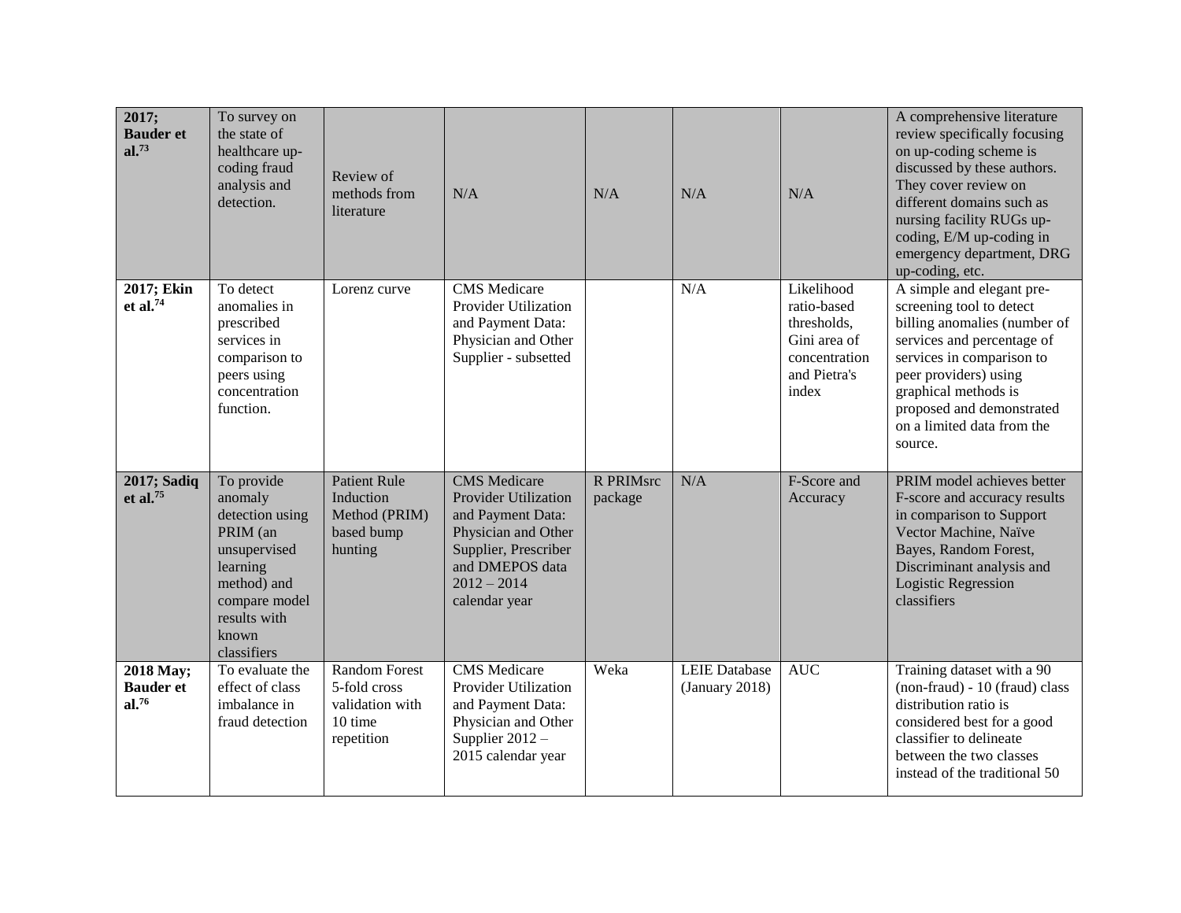| | | | | | | | |
|---|---|---|---|---|---|---|---|
| **2017; Bauder et al.[73]** | To survey on the state of healthcare up-coding fraud analysis and detection. | Review of methods from literature | N/A | N/A | N/A | N/A | A comprehensive literature review specifically focusing on up-coding scheme is discussed by these authors. They cover review on different domains such as nursing facility RUGs up-coding, E/M up-coding in emergency department, DRG up-coding, etc. |
| **2017; Ekin et al.[74]** | To detect anomalies in prescribed services in comparison to peers using concentration function. | Lorenz curve | CMS Medicare Provider Utilization and Payment Data: Physician and Other Supplier - subsetted | | N/A | Likelihood ratio-based thresholds, Gini area of concentration and Pietra's index | A simple and elegant pre-screening tool to detect billing anomalies (number of services and percentage of services in comparison to peer providers) using graphical methods is proposed and demonstrated on a limited data from the source. |
| **2017; Sadiq et al.[75]** | To provide anomaly detection using PRIM (an unsupervised learning method) and compare model results with known classifiers | Patient Rule Induction Method (PRIM) based bump hunting | CMS Medicare Provider Utilization and Payment Data: Physician and Other Supplier, Prescriber and DMEPOS data 2012 – 2014 calendar year | R PRIMsrc package | N/A | F-Score and Accuracy | PRIM model achieves better F-score and accuracy results in comparison to Support Vector Machine, Naïve Bayes, Random Forest, Discriminant analysis and Logistic Regression classifiers |
| **2018 May; Bauder et al.[76]** | To evaluate the effect of class imbalance in fraud detection | Random Forest 5-fold cross validation with 10 time repetition | CMS Medicare Provider Utilization and Payment Data: Physician and Other Supplier 2012 – 2015 calendar year | Weka | LEIE Database (January 2018) | AUC | Training dataset with a 90 (non-fraud) - 10 (fraud) class distribution ratio is considered best for a good classifier to delineate between the two classes instead of the traditional 50 |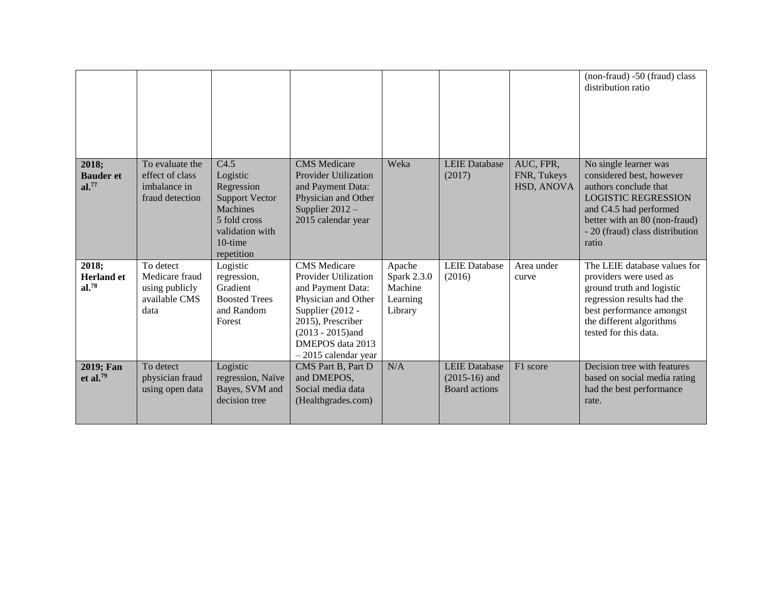| | | | | | | | |
|---|---|---|---|---|---|---|---|
| | | | | | | | (non-fraud) -50 (fraud) class distribution ratio |
| **2018; Bauder et al.[77]** | To evaluate the effect of class imbalance in fraud detection | C4.5 Logistic Regression Support Vector Machines 5 fold cross validation with 10-time repetition | CMS Medicare Provider Utilization and Payment Data: Physician and Other Supplier 2012 – 2015 calendar year | Weka | LEIE Database (2017) | AUC, FPR, FNR, Tukeys HSD, ANOVA | No single learner was considered best, however authors conclude that LOGISTIC REGRESSION and C4.5 had performed better with an 80 (non-fraud) - 20 (fraud) class distribution ratio |
| **2018; Herland et al.[78]** | To detect Medicare fraud using publicly available CMS data | Logistic regression, Gradient Boosted Trees and Random Forest | CMS Medicare Provider Utilization and Payment Data: Physician and Other Supplier (2012 - 2015), Prescriber (2013 - 2015)and DMEPOS data 2013 – 2015 calendar year | Apache Spark 2.3.0 Machine Learning Library | LEIE Database (2016) | Area under curve | The LEIE database values for providers were used as ground truth and logistic regression results had the best performance amongst the different algorithms tested for this data. |
| **2019; Fan et al.[79]** | To detect physician fraud using open data | Logistic regression, Naïve Bayes, SVM and decision tree | CMS Part B, Part D and DMEPOS, Social media data (Healthgrades.com) | N/A | LEIE Database (2015-16) and Board actions | F1 score | Decision tree with features based on social media rating had the best performance rate. |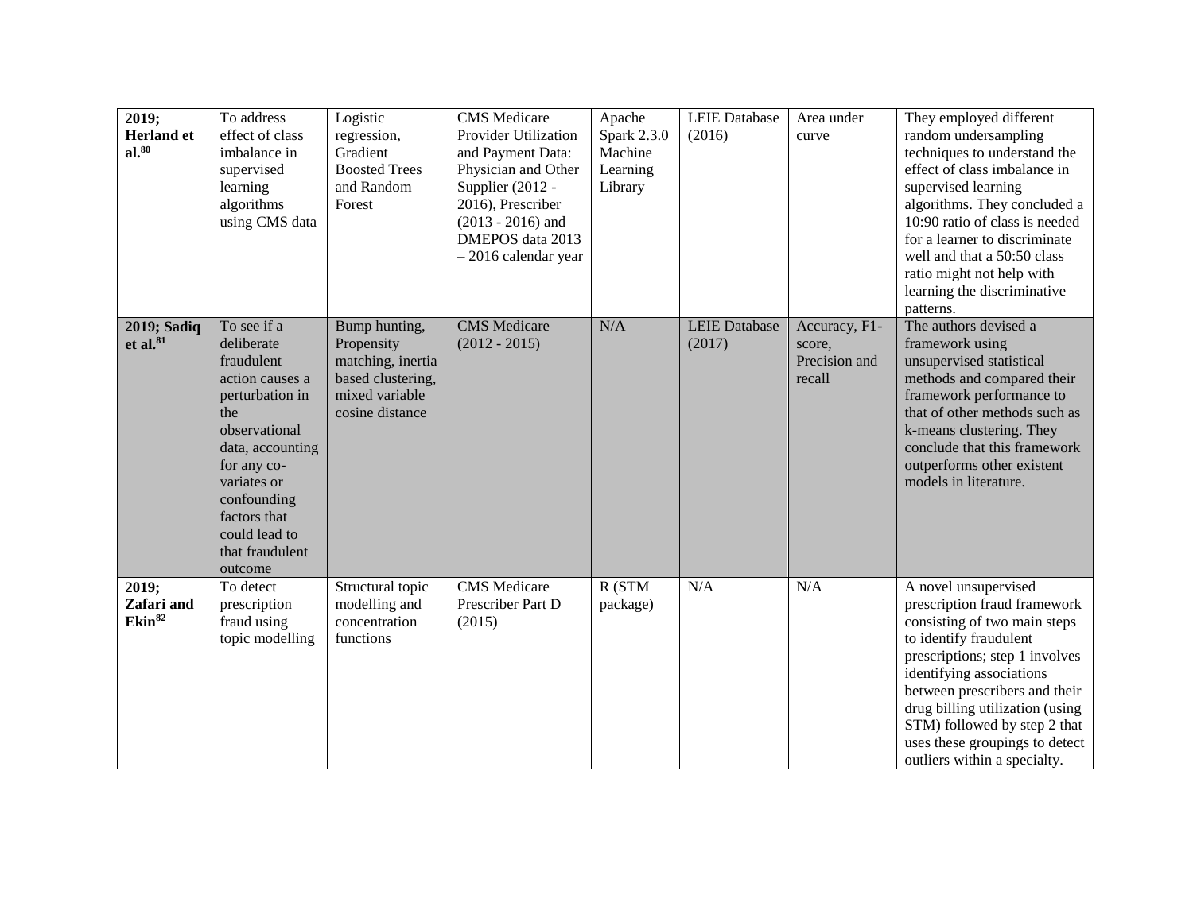| 2019; **Herland et al.**[80] | To address effect of class imbalance in supervised learning algorithms using CMS data | Logistic regression, Gradient Boosted Trees and Random Forest | CMS Medicare Provider Utilization and Payment Data: Physician and Other Supplier (2012 - 2016), Prescriber (2013 - 2016) and DMEPOS data 2013 – 2016 calendar year | Apache Spark 2.3.0 Machine Learning Library | LEIE Database (2016) | Area under curve | They employed different random undersampling techniques to understand the effect of class imbalance in supervised learning algorithms. They concluded a 10:90 ratio of class is needed for a learner to discriminate well and that a 50:50 class ratio might not help with learning the discriminative patterns. |
|---|---|---|---|---|---|---|---|
| **2019; Sadiq et al.**[81] | To see if a deliberate fraudulent action causes a perturbation in the observational data, accounting for any co-variates or confounding factors that could lead to that fraudulent outcome | Bump hunting, Propensity matching, inertia based clustering, mixed variable cosine distance | CMS Medicare (2012 - 2015) | N/A | LEIE Database (2017) | Accuracy, F1-score, Precision and recall | The authors devised a framework using unsupervised statistical methods and compared their framework performance to that of other methods such as k-means clustering. They conclude that this framework outperforms other existent models in literature. |
| **2019; Zafari and Ekin**[82] | To detect prescription fraud using topic modelling | Structural topic modelling and concentration functions | CMS Medicare Prescriber Part D (2015) | R (STM package) | N/A | N/A | A novel unsupervised prescription fraud framework consisting of two main steps to identify fraudulent prescriptions; step 1 involves identifying associations between prescribers and their drug billing utilization (using STM) followed by step 2 that uses these groupings to detect outliers within a specialty. |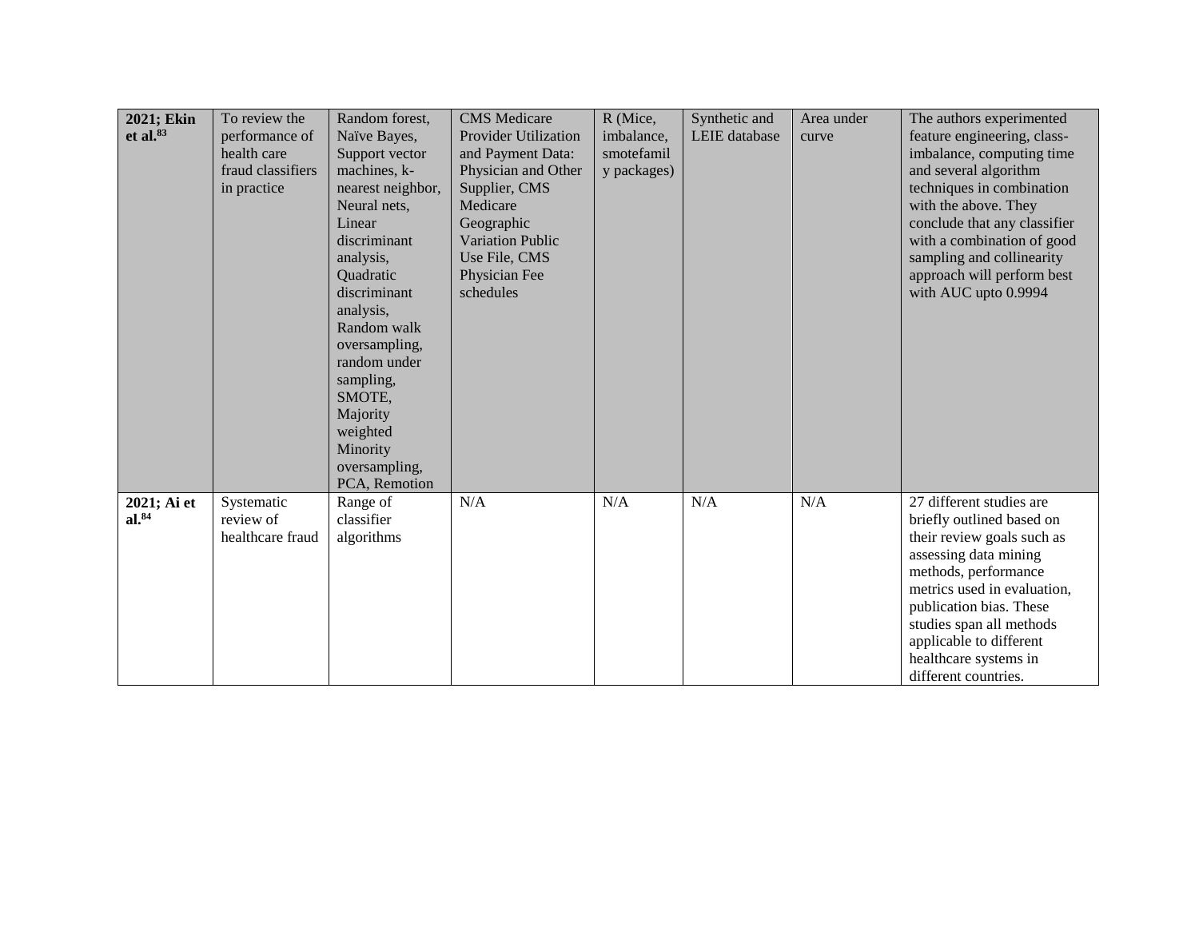| | | | | | | | |
|---|---|---|---|---|---|---|---|
| **2021; Ekin et al.[83]** | To review the performance of health care fraud classifiers in practice | Random forest, Naïve Bayes, Support vector machines, k-nearest neighbor, Neural nets, Linear discriminant analysis, Quadratic discriminant analysis, Random walk oversampling, random under sampling, SMOTE, Majority weighted Minority oversampling, PCA, Remotion | CMS Medicare Provider Utilization and Payment Data: Physician and Other Supplier, CMS Medicare Geographic Variation Public Use File, CMS Physician Fee schedules | R (Mice, imbalance, smotefamily packages) | Synthetic and LEIE database | Area under curve | The authors experimented feature engineering, class-imbalance, computing time and several algorithm techniques in combination with the above. They conclude that any classifier with a combination of good sampling and collinearity approach will perform best with AUC upto 0.9994 |
| **2021; Ai et al.[84]** | Systematic review of healthcare fraud | Range of classifier algorithms | N/A | N/A | N/A | N/A | 27 different studies are briefly outlined based on their review goals such as assessing data mining methods, performance metrics used in evaluation, publication bias. These studies span all methods applicable to different healthcare systems in different countries. |